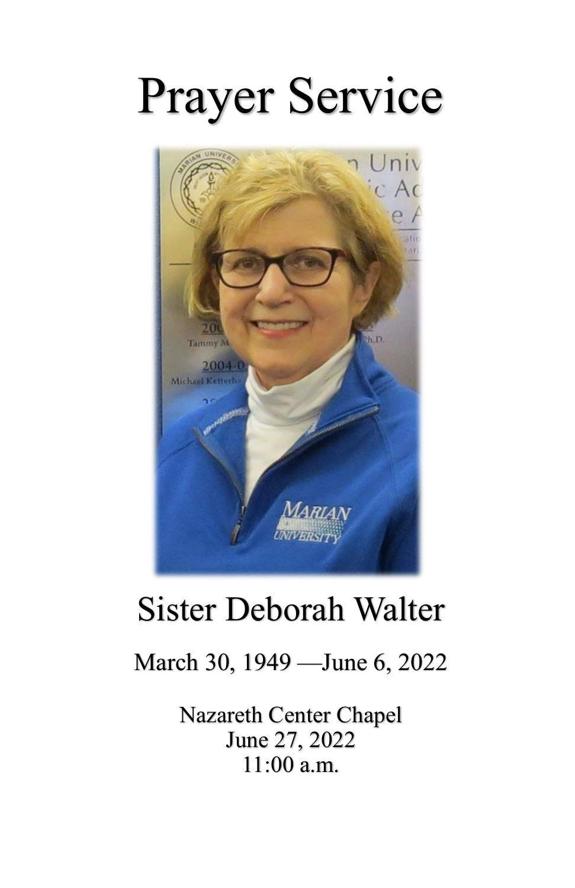# Prayer Service

## Sister Deborah Walter

March 30, 1949 —June 6, 2022

Nazareth Center Chapel
June 27, 2022
11:00 a.m.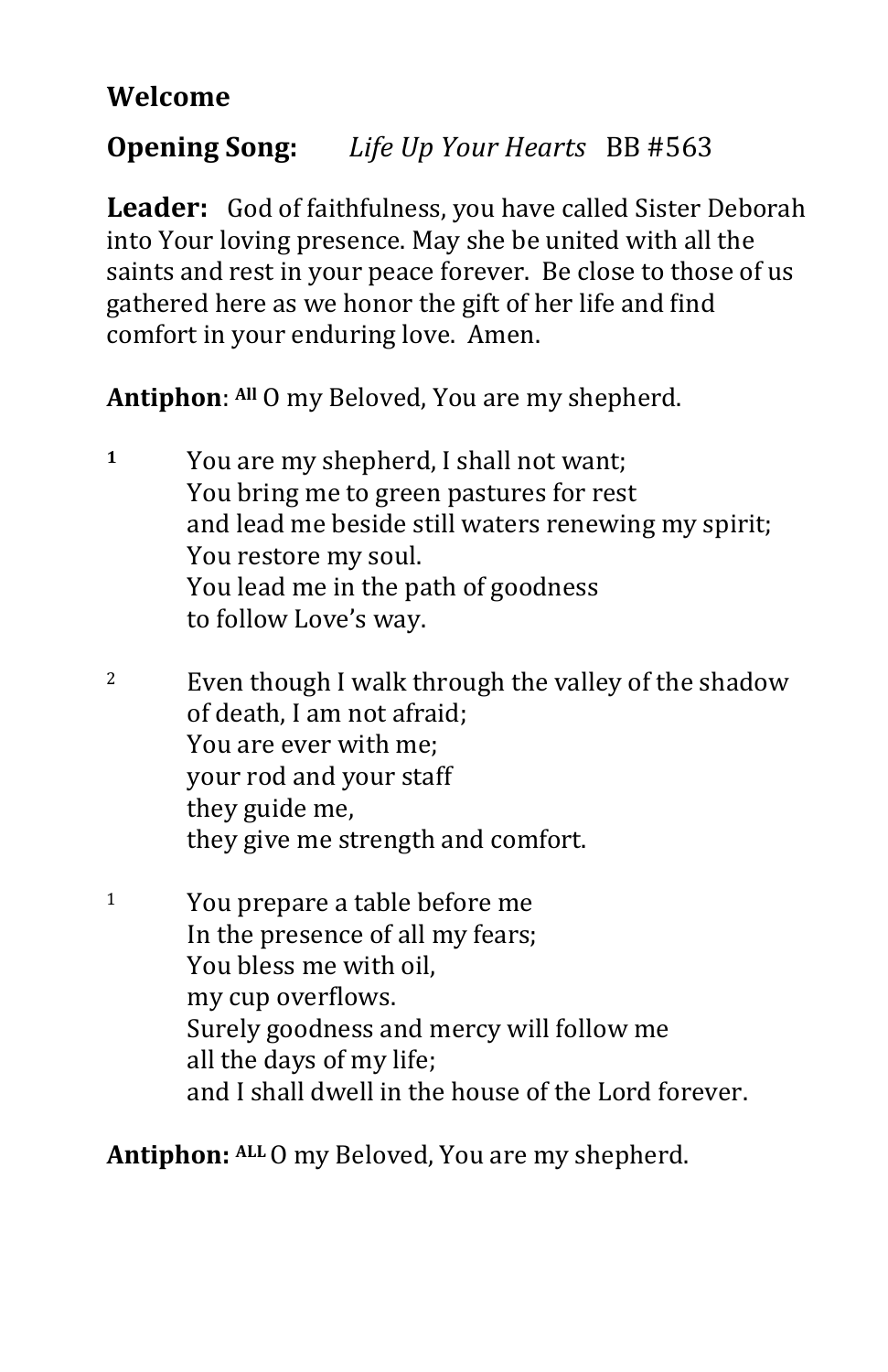**Welcome**

**Opening Song:** *Life Up Your Hearts* BB #563

**Leader:** God of faithfulness, you have called Sister Deborah into Your loving presence. May she be united with all the saints and rest in your peace forever. Be close to those of us gathered here as we honor the gift of her life and find comfort in your enduring love. Amen.

**Antiphon**: **All** O my Beloved, You are my shepherd.

**1** You are my shepherd, I shall not want;
You bring me to green pastures for rest
and lead me beside still waters renewing my spirit;
You restore my soul.
You lead me in the path of goodness
to follow Love's way.

2 Even though I walk through the valley of the shadow
of death, I am not afraid;
You are ever with me;
your rod and your staff
they guide me,
they give me strength and comfort.

1 You prepare a table before me
In the presence of all my fears;
You bless me with oil,
my cup overflows.
Surely goodness and mercy will follow me
all the days of my life;
and I shall dwell in the house of the Lord forever.

**Antiphon:** **ALL** O my Beloved, You are my shepherd.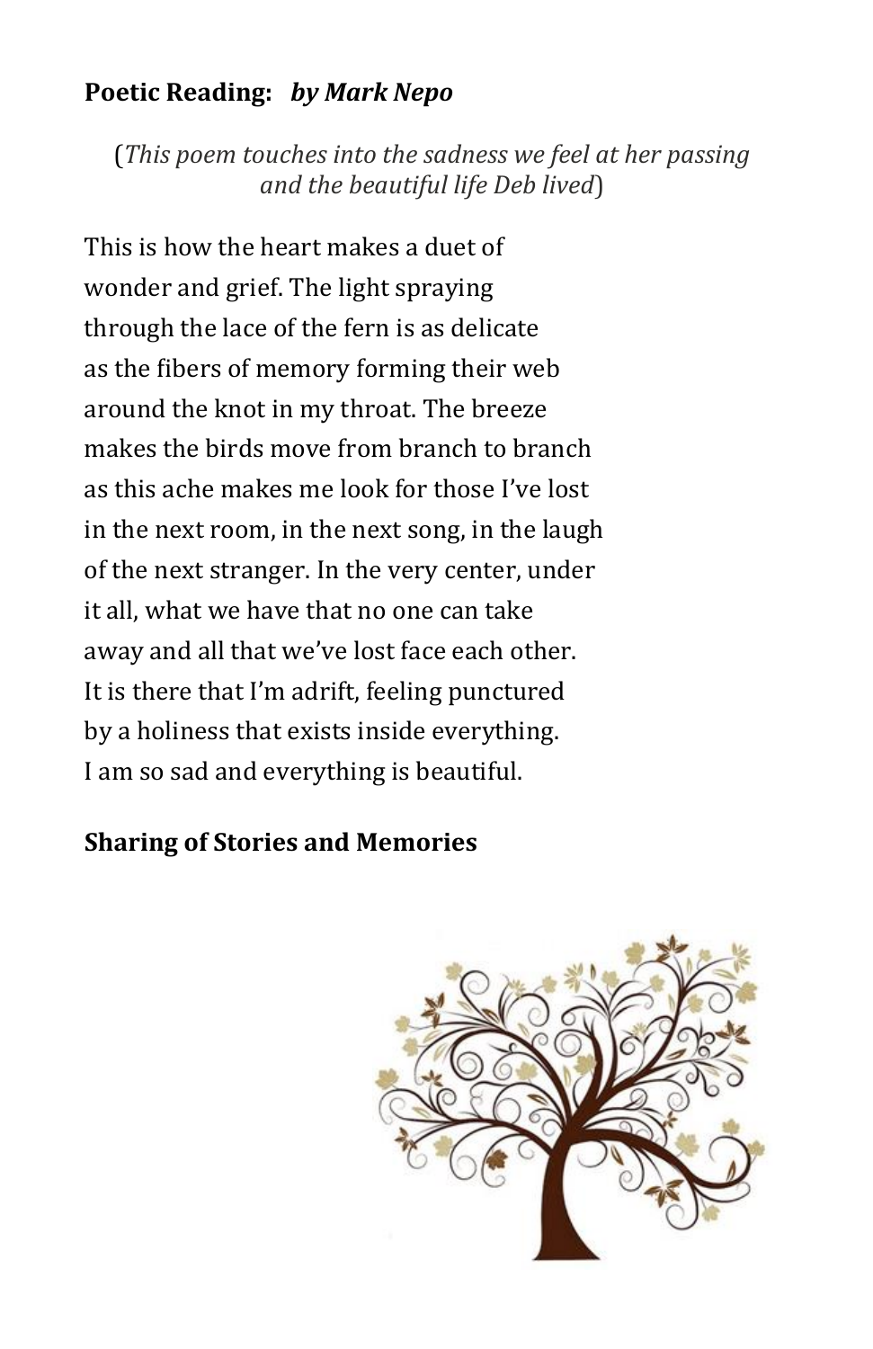**Poetic Reading:** ***by Mark Nepo***

(*This poem touches into the sadness we feel at her passing and the beautiful life Deb lived*)

This is how the heart makes a duet of
wonder and grief. The light spraying
through the lace of the fern is as delicate
as the fibers of memory forming their web
around the knot in my throat. The breeze
makes the birds move from branch to branch
as this ache makes me look for those I've lost
in the next room, in the next song, in the laugh
of the next stranger. In the very center, under
it all, what we have that no one can take
away and all that we've lost face each other.
It is there that I'm adrift, feeling punctured
by a holiness that exists inside everything.
I am so sad and everything is beautiful.

**Sharing of Stories and Memories**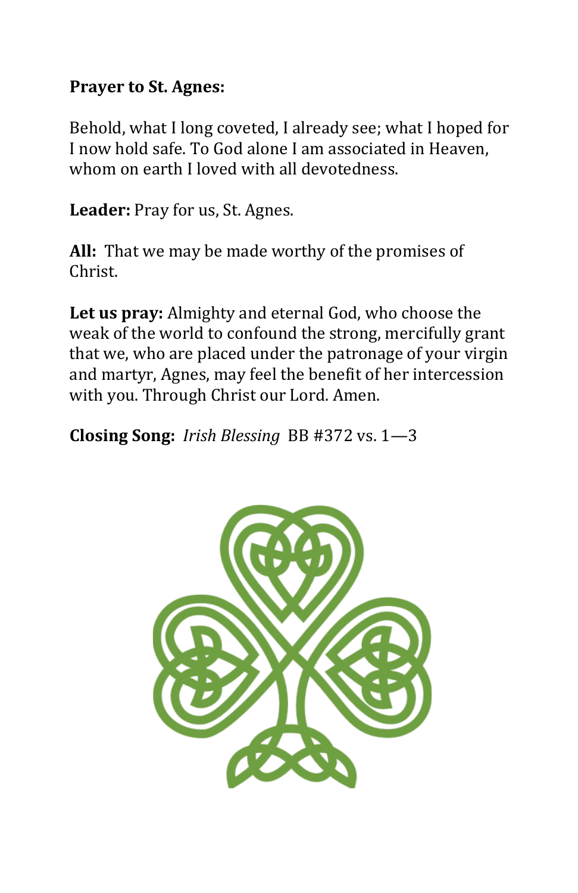**Prayer to St. Agnes:**

Behold, what I long coveted, I already see; what I hoped for I now hold safe. To God alone I am associated in Heaven, whom on earth I loved with all devotedness.

**Leader:** Pray for us, St. Agnes.

**All:** That we may be made worthy of the promises of Christ.

**Let us pray:** Almighty and eternal God, who choose the weak of the world to confound the strong, mercifully grant that we, who are placed under the patronage of your virgin and martyr, Agnes, may feel the benefit of her intercession with you. Through Christ our Lord. Amen.

**Closing Song:** *Irish Blessing* BB #372 vs. 1—3